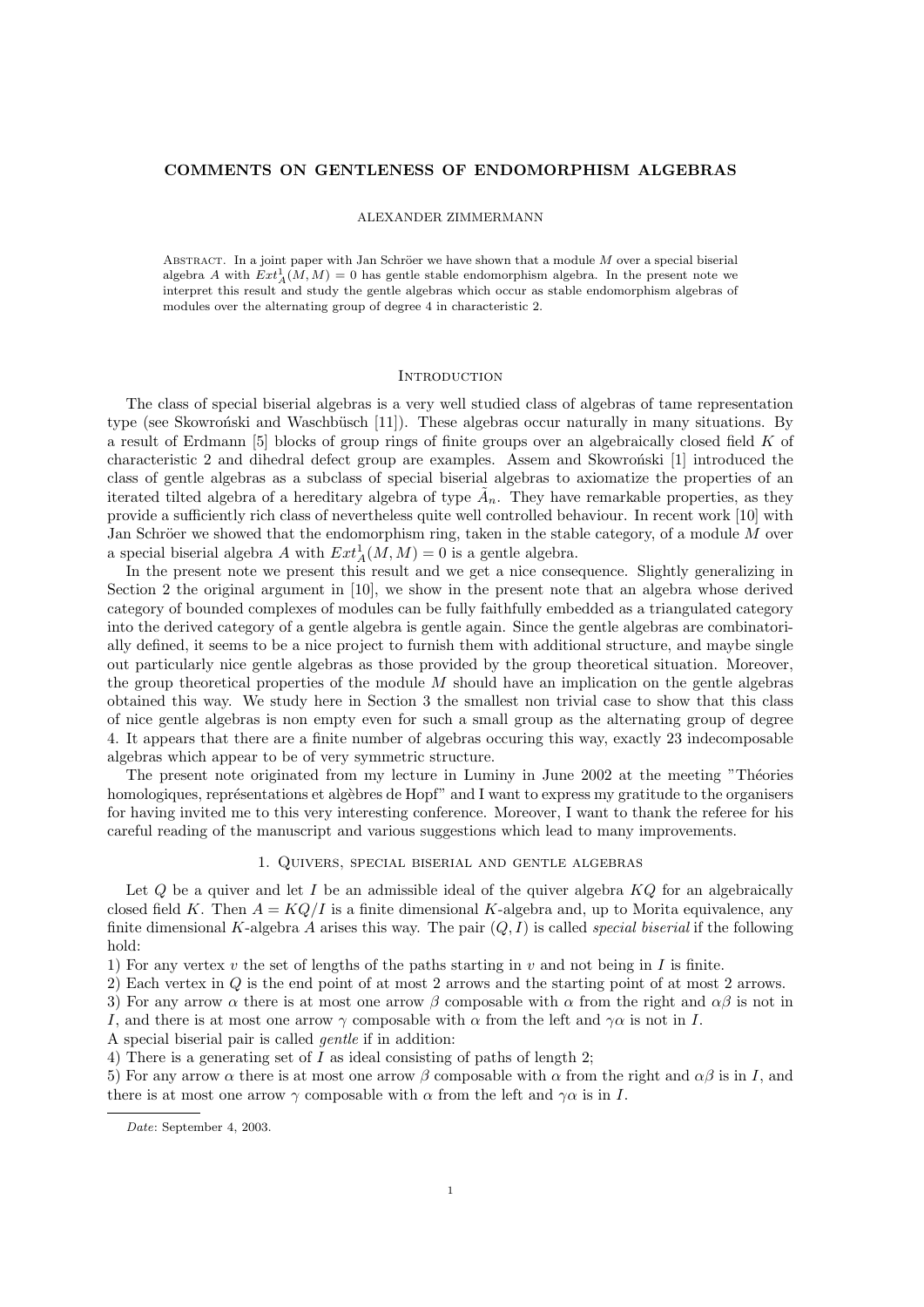# COMMENTS ON GENTLENESS OF ENDOMORPHISM ALGEBRAS

ALEXANDER ZIMMERMANN

Abstract. In a joint paper with Jan Schröer we have shown that a module $M$ over a special biserial algebra $A$ with $Ext^1_A(M,M) = 0$ has gentle stable endomorphism algebra. In the present note we interpret this result and study the gentle algebras which occur as stable endomorphism algebras of modules over the alternating group of degree 4 in characteristic 2.

## Introduction

The class of special biserial algebras is a very well studied class of algebras of tame representation type (see Skowroński and Waschbüsch [11]). These algebras occur naturally in many situations. By a result of Erdmann [5] blocks of group rings of finite groups over an algebraically closed field $K$ of characteristic 2 and dihedral defect group are examples. Assem and Skowroński [1] introduced the class of gentle algebras as a subclass of special biserial algebras to axiomatize the properties of an iterated tilted algebra of a hereditary algebra of type $\tilde{A}_n$. They have remarkable properties, as they provide a sufficiently rich class of nevertheless quite well controlled behaviour. In recent work [10] with Jan Schröer we showed that the endomorphism ring, taken in the stable category, of a module $M$ over a special biserial algebra $A$ with $Ext^1_A(M,M) = 0$ is a gentle algebra.

In the present note we present this result and we get a nice consequence. Slightly generalizing in Section 2 the original argument in [10], we show in the present note that an algebra whose derived category of bounded complexes of modules can be fully faithfully embedded as a triangulated category into the derived category of a gentle algebra is gentle again. Since the gentle algebras are combinatorially defined, it seems to be a nice project to furnish them with additional structure, and maybe single out particularly nice gentle algebras as those provided by the group theoretical situation. Moreover, the group theoretical properties of the module $M$ should have an implication on the gentle algebras obtained this way. We study here in Section 3 the smallest non trivial case to show that this class of nice gentle algebras is non empty even for such a small group as the alternating group of degree 4. It appears that there are a finite number of algebras occuring this way, exactly 23 indecomposable algebras which appear to be of very symmetric structure.

The present note originated from my lecture in Luminy in June 2002 at the meeting "Théories homologiques, représentations et algèbres de Hopf" and I want to express my gratitude to the organisers for having invited me to this very interesting conference. Moreover, I want to thank the referee for his careful reading of the manuscript and various suggestions which lead to many improvements.

## 1. Quivers, special biserial and gentle algebras

Let $Q$ be a quiver and let $I$ be an admissible ideal of the quiver algebra $KQ$ for an algebraically closed field $K$. Then $A = KQ/I$ is a finite dimensional $K$-algebra and, up to Morita equivalence, any finite dimensional $K$-algebra $A$ arises this way. The pair $(Q, I)$ is called *special biserial* if the following hold:

1) For any vertex $v$ the set of lengths of the paths starting in $v$ and not being in $I$ is finite.
2) Each vertex in $Q$ is the end point of at most 2 arrows and the starting point of at most 2 arrows.
3) For any arrow $\alpha$ there is at most one arrow $\beta$ composable with $\alpha$ from the right and $\alpha\beta$ is not in $I$, and there is at most one arrow $\gamma$ composable with $\alpha$ from the left and $\gamma\alpha$ is not in $I$.

A special biserial pair is called *gentle* if in addition:

4) There is a generating set of $I$ as ideal consisting of paths of length 2;
5) For any arrow $\alpha$ there is at most one arrow $\beta$ composable with $\alpha$ from the right and $\alpha\beta$ is in $I$, and there is at most one arrow $\gamma$ composable with $\alpha$ from the left and $\gamma\alpha$ is in $I$.

*Date*: September 4, 2003.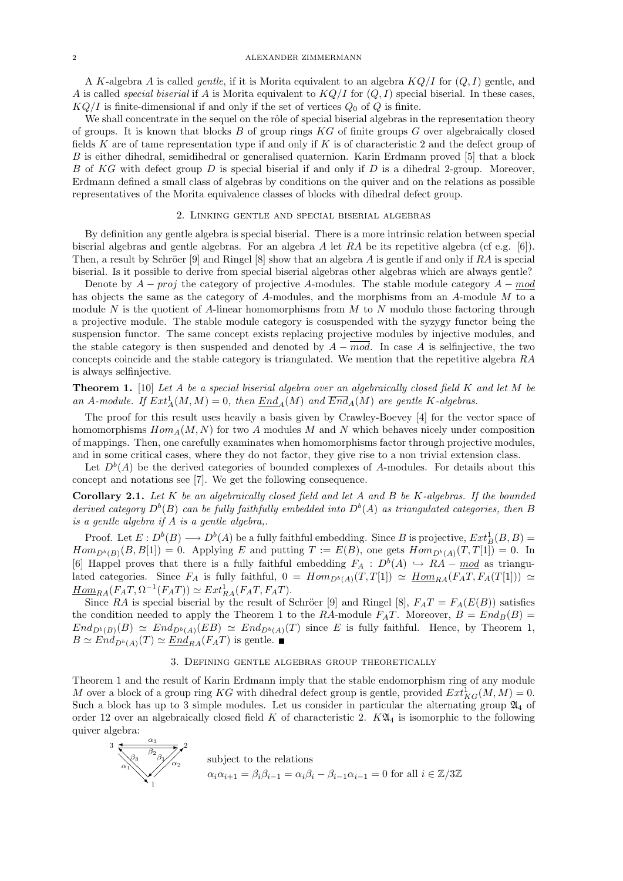A $K$-algebra $A$ is called *gentle*, if it is Morita equivalent to an algebra $KQ/I$ for $(Q, I)$ gentle, and $A$ is called *special biserial* if $A$ is Morita equivalent to $KQ/I$ for $(Q, I)$ special biserial. In these cases, $KQ/I$ is finite-dimensional if and only if the set of vertices $Q_0$ of $Q$ is finite.

We shall concentrate in the sequel on the rôle of special biserial algebras in the representation theory of groups. It is known that blocks $B$ of group rings $KG$ of finite groups $G$ over algebraically closed fields $K$ are of tame representation type if and only if $K$ is of characteristic 2 and the defect group of $B$ is either dihedral, semidihedral or generalised quaternion. Karin Erdmann proved [5] that a block $B$ of $KG$ with defect group $D$ is special biserial if and only if $D$ is a dihedral 2-group. Moreover, Erdmann defined a small class of algebras by conditions on the quiver and on the relations as possible representatives of the Morita equivalence classes of blocks with dihedral defect group.

## 2. Linking gentle and special biserial algebras

By definition any gentle algebra is special biserial. There is a more intrinsic relation between special biserial algebras and gentle algebras. For an algebra $A$ let $RA$ be its repetitive algebra (cf e.g. [6]). Then, a result by Schröer [9] and Ringel [8] show that an algebra $A$ is gentle if and only if $RA$ is special biserial. Is it possible to derive from special biserial algebras other algebras which are always gentle?

Denote by $A-proj$ the category of projective $A$-modules. The stable module category $A-\underline{mod}$ has objects the same as the category of $A$-modules, and the morphisms from an $A$-module $M$ to a module $N$ is the quotient of $A$-linear homomorphisms from $M$ to $N$ modulo those factoring through a projective module. The stable module category is cosuspended with the syzygy functor being the suspension functor. The same concept exists replacing projective modules by injective modules, and the stable category is then suspended and denoted by $A-\overline{mod}$. In case $A$ is selfinjective, the two concepts coincide and the stable category is triangulated. We mention that the repetitive algebra $RA$ is always selfinjective.

**Theorem 1.** [10] *Let $A$ be a special biserial algebra over an algebraically closed field $K$ and let $M$ be an $A$-module. If $Ext^1_A(M, M) = 0$, then $\underline{End}_A(M)$ and $\overline{End}_A(M)$ are gentle $K$-algebras.*

The proof for this result uses heavily a basis given by Crawley-Boevey [4] for the vector space of homomorphisms $Hom_A(M, N)$ for two $A$ modules $M$ and $N$ which behaves nicely under composition of mappings. Then, one carefully examinates when homomorphisms factor through projective modules, and in some critical cases, where they do not factor, they give rise to a non trivial extension class.

Let $D^b(A)$ be the derived categories of bounded complexes of $A$-modules. For details about this concept and notations see [7]. We get the following consequence.

**Corollary 2.1.** *Let $K$ be an algebraically closed field and let $A$ and $B$ be $K$-algebras. If the bounded derived category $D^b(B)$ can be fully faithfully embedded into $D^b(A)$ as triangulated categories, then $B$ is a gentle algebra if $A$ is a gentle algebra,.*

Proof. Let $E : D^b(B) \longrightarrow D^b(A)$ be a fully faithful embedding. Since $B$ is projective, $Ext^1_B(B, B) = Hom_{D^b(B)}(B, B[1]) = 0$. Applying $E$ and putting $T := E(B)$, one gets $Hom_{D^b(A)}(T, T[1]) = 0$. In [6] Happel proves that there is a fully faithful embedding $F_A : D^b(A) \hookrightarrow RA-\underline{mod}$ as triangulated categories. Since $F_A$ is fully faithful, $0 = Hom_{D^b(A)}(T, T[1]) \simeq \underline{Hom}_{RA}(F_AT, F_A(T[1])) \simeq \underline{Hom}_{RA}(F_AT, \Omega^{-1}(F_AT)) \simeq Ext^1_{RA}(F_AT, F_AT)$.

Since $RA$ is special biserial by the result of Schröer [9] and Ringel [8], $F_AT = F_A(E(B))$ satisfies the condition needed to apply the Theorem 1 to the $RA$-module $F_AT$. Moreover, $B = End_B(B) = End_{D^b(B)}(B) \simeq End_{D^b(A)}(EB) \simeq End_{D^b(A)}(T)$ since $E$ is fully faithful. Hence, by Theorem 1, $B \simeq End_{D^b(A)}(T) \simeq \underline{End}_{RA}(F_AT)$ is gentle. ∎

## 3. Defining gentle algebras group theoretically

Theorem 1 and the result of Karin Erdmann imply that the stable endomorphism ring of any module $M$ over a block of a group ring $KG$ with dihedral defect group is gentle, provided $Ext^1_{KG}(M, M) = 0$. Such a block has up to 3 simple modules. Let us consider in particular the alternating group $\mathfrak{A}_4$ of order 12 over an algebraically closed field $K$ of characteristic 2. $K\mathfrak{A}_4$ is isomorphic to the following quiver algebra:

subject to the relations

$\alpha_i\alpha_{i+1} = \beta_i\beta_{i-1} = \alpha_i\beta_i - \beta_{i-1}\alpha_{i-1} = 0$ for all $i \in \mathbb{Z}/3\mathbb{Z}$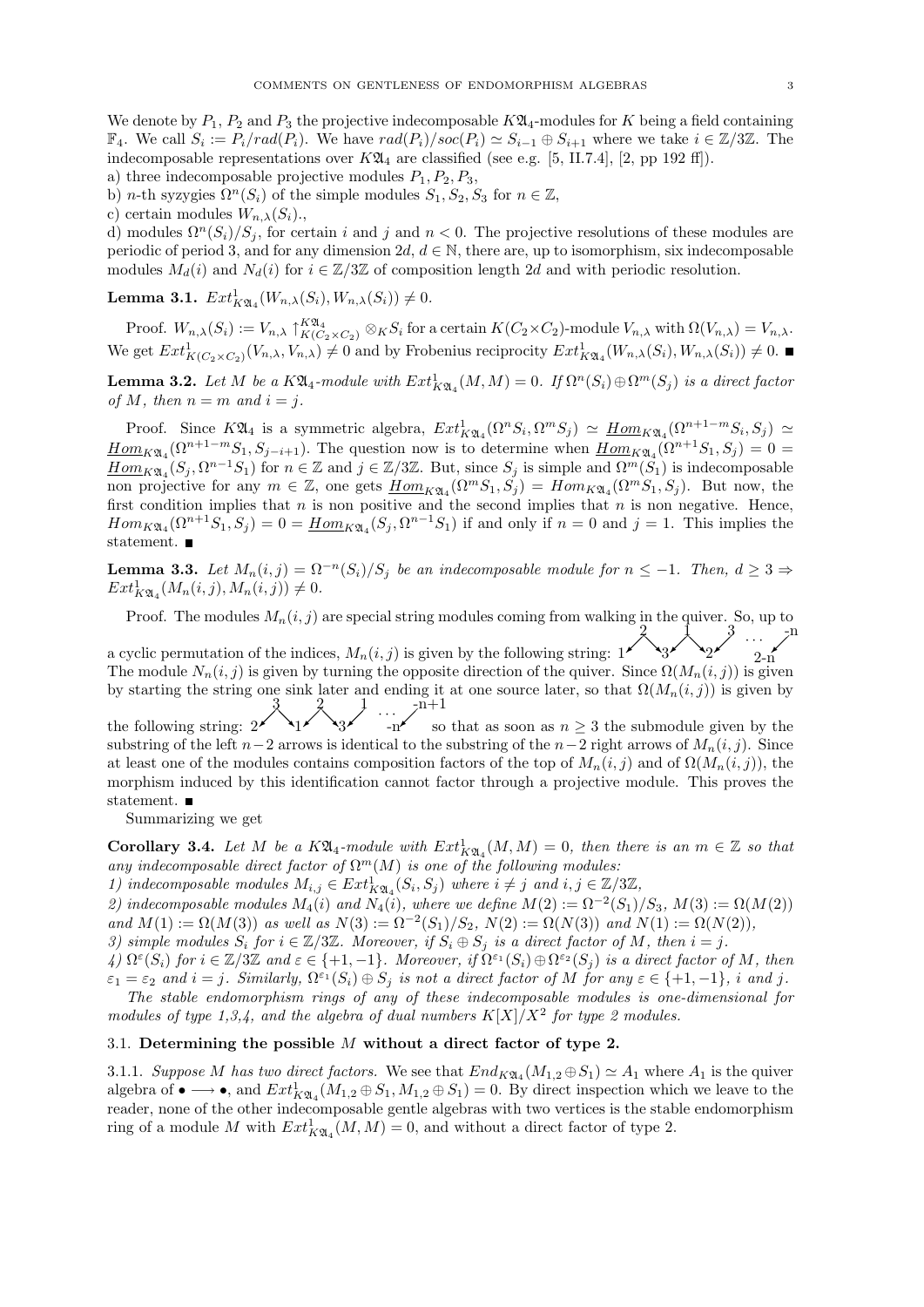We denote by $P_1$, $P_2$ and $P_3$ the projective indecomposable $K\mathfrak{A}_4$-modules for $K$ being a field containing $\mathbb{F}_4$. We call $S_i := P_i/rad(P_i)$. We have $rad(P_i)/soc(P_i) \simeq S_{i-1} \oplus S_{i+1}$ where we take $i \in \mathbb{Z}/3\mathbb{Z}$. The indecomposable representations over $K\mathfrak{A}_4$ are classified (see e.g. [5, II.7.4], [2, pp 192 ff]).

a) three indecomposable projective modules $P_1, P_2, P_3$,

b) $n$-th syzygies $\Omega^n(S_i)$ of the simple modules $S_1, S_2, S_3$ for $n \in \mathbb{Z}$,

c) certain modules $W_{n,\lambda}(S_i)$.,

d) modules $\Omega^n(S_i)/S_j$, for certain $i$ and $j$ and $n < 0$. The projective resolutions of these modules are periodic of period 3, and for any dimension $2d$, $d \in \mathbb{N}$, there are, up to isomorphism, six indecomposable modules $M_d(i)$ and $N_d(i)$ for $i \in \mathbb{Z}/3\mathbb{Z}$ of composition length $2d$ and with periodic resolution.

**Lemma 3.1.** $Ext^1_{K\mathfrak{A}_4}(W_{n,\lambda}(S_i), W_{n,\lambda}(S_i)) \neq 0$.

Proof. $W_{n,\lambda}(S_i) := V_{n,\lambda} \uparrow^{K\mathfrak{A}_4}_{K(C_2\times C_2)} \otimes_K S_i$ for a certain $K(C_2\times C_2)$-module $V_{n,\lambda}$ with $\Omega(V_{n,\lambda}) = V_{n,\lambda}$. We get $Ext^1_{K(C_2\times C_2)}(V_{n,\lambda}, V_{n,\lambda}) \neq 0$ and by Frobenius reciprocity $Ext^1_{K\mathfrak{A}_4}(W_{n,\lambda}(S_i), W_{n,\lambda}(S_i)) \neq 0$. ■

**Lemma 3.2.** *Let $M$ be a $K\mathfrak{A}_4$-module with $Ext^1_{K\mathfrak{A}_4}(M,M) = 0$. If $\Omega^n(S_i)\oplus\Omega^m(S_j)$ is a direct factor of $M$, then $n = m$ and $i = j$.*

Proof. Since $K\mathfrak{A}_4$ is a symmetric algebra, $Ext^1_{K\mathfrak{A}_4}(\Omega^n S_i, \Omega^m S_j) \simeq \underline{Hom}_{K\mathfrak{A}_4}(\Omega^{n+1-m}S_i, S_j) \simeq \underline{Hom}_{K\mathfrak{A}_4}(\Omega^{n+1-m}S_1, S_{j-i+1})$. The question now is to determine when $\underline{Hom}_{K\mathfrak{A}_4}(\Omega^{n+1}S_1, S_j) = 0 = \underline{Hom}_{K\mathfrak{A}_4}(S_j, \Omega^{n-1}S_1)$ for $n \in \mathbb{Z}$ and $j \in \mathbb{Z}/3\mathbb{Z}$. But, since $S_j$ is simple and $\Omega^m(S_1)$ is indecomposable non projective for any $m \in \mathbb{Z}$, one gets $\underline{Hom}_{K\mathfrak{A}_4}(\Omega^m S_1, S_j) = Hom_{K\mathfrak{A}_4}(\Omega^m S_1, S_j)$. But now, the first condition implies that $n$ is non positive and the second implies that $n$ is non negative. Hence, $Hom_{K\mathfrak{A}_4}(\Omega^{n+1}S_1, S_j) = 0 = \underline{Hom}_{K\mathfrak{A}_4}(S_j, \Omega^{n-1}S_1)$ if and only if $n = 0$ and $j = 1$. This implies the statement. ■

**Lemma 3.3.** *Let $M_n(i,j) = \Omega^{-n}(S_i)/S_j$ be an indecomposable module for $n \leq -1$. Then, $d \geq 3 \Rightarrow Ext^1_{K\mathfrak{A}_4}(M_n(i,j), M_n(i,j)) \neq 0$.*

Proof. The modules $M_n(i,j)$ are special string modules coming from walking in the quiver. So, up to a cyclic permutation of the indices, $M_n(i,j)$ is given by the following string: $1 \swarrow 2 \searrow 3 \swarrow 1 \searrow 2 \swarrow 3 \ \cdots \ 2\text{-}n \swarrow \text{-}n$

The module $N_n(i,j)$ is given by turning the opposite direction of the quiver. Since $\Omega(M_n(i,j))$ is given by starting the string one sink later and ending it at one source later, so that $\Omega(M_n(i,j))$ is given by the following string: $2 \swarrow 3 \searrow 1 \swarrow 2 \searrow 3 \swarrow 1 \ \cdots \ \text{-}n \swarrow \text{-}n{+}1$ so that as soon as $n \geq 3$ the submodule given by the substring of the left $n-2$ arrows is identical to the substring of the $n-2$ right arrows of $M_n(i,j)$. Since at least one of the modules contains composition factors of the top of $M_n(i,j)$ and of $\Omega(M_n(i,j))$, the morphism induced by this identification cannot factor through a projective module. This proves the statement. ■

Summarizing we get

**Corollary 3.4.** *Let $M$ be a $K\mathfrak{A}_4$-module with $Ext^1_{K\mathfrak{A}_4}(M,M) = 0$, then there is an $m \in \mathbb{Z}$ so that any indecomposable direct factor of $\Omega^m(M)$ is one of the following modules:*

*1) indecomposable modules $M_{i,j} \in Ext^1_{K\mathfrak{A}_4}(S_i, S_j)$ where $i \neq j$ and $i,j \in \mathbb{Z}/3\mathbb{Z}$,*

*2) indecomposable modules $M_4(i)$ and $N_4(i)$, where we define $M(2) := \Omega^{-2}(S_1)/S_3$, $M(3) := \Omega(M(2))$ and $M(1) := \Omega(M(3))$ as well as $N(3) := \Omega^{-2}(S_1)/S_2$, $N(2) := \Omega(N(3))$ and $N(1) := \Omega(N(2))$,*

*3) simple modules $S_i$ for $i \in \mathbb{Z}/3\mathbb{Z}$. Moreover, if $S_i \oplus S_j$ is a direct factor of $M$, then $i = j$.*

*4) $\Omega^\varepsilon(S_i)$ for $i \in \mathbb{Z}/3\mathbb{Z}$ and $\varepsilon \in \{+1,-1\}$. Moreover, if $\Omega^{\varepsilon_1}(S_i)\oplus\Omega^{\varepsilon_2}(S_j)$ is a direct factor of $M$, then $\varepsilon_1 = \varepsilon_2$ and $i = j$. Similarly, $\Omega^{\varepsilon_1}(S_i)\oplus S_j$ is not a direct factor of $M$ for any $\varepsilon \in \{+1,-1\}$, $i$ and $j$.*

*The stable endomorphism rings of any of these indecomposable modules is one-dimensional for modules of type 1,3,4, and the algebra of dual numbers $K[X]/X^2$ for type 2 modules.*

### 3.1. Determining the possible $M$ without a direct factor of type 2.

3.1.1. *Suppose $M$ has two direct factors.* We see that $End_{K\mathfrak{A}_4}(M_{1,2}\oplus S_1) \simeq A_1$ where $A_1$ is the quiver algebra of $\bullet \longrightarrow \bullet$, and $Ext^1_{K\mathfrak{A}_4}(M_{1,2}\oplus S_1, M_{1,2}\oplus S_1) = 0$. By direct inspection which we leave to the reader, none of the other indecomposable gentle algebras with two vertices is the stable endomorphism ring of a module $M$ with $Ext^1_{K\mathfrak{A}_4}(M,M) = 0$, and without a direct factor of type 2.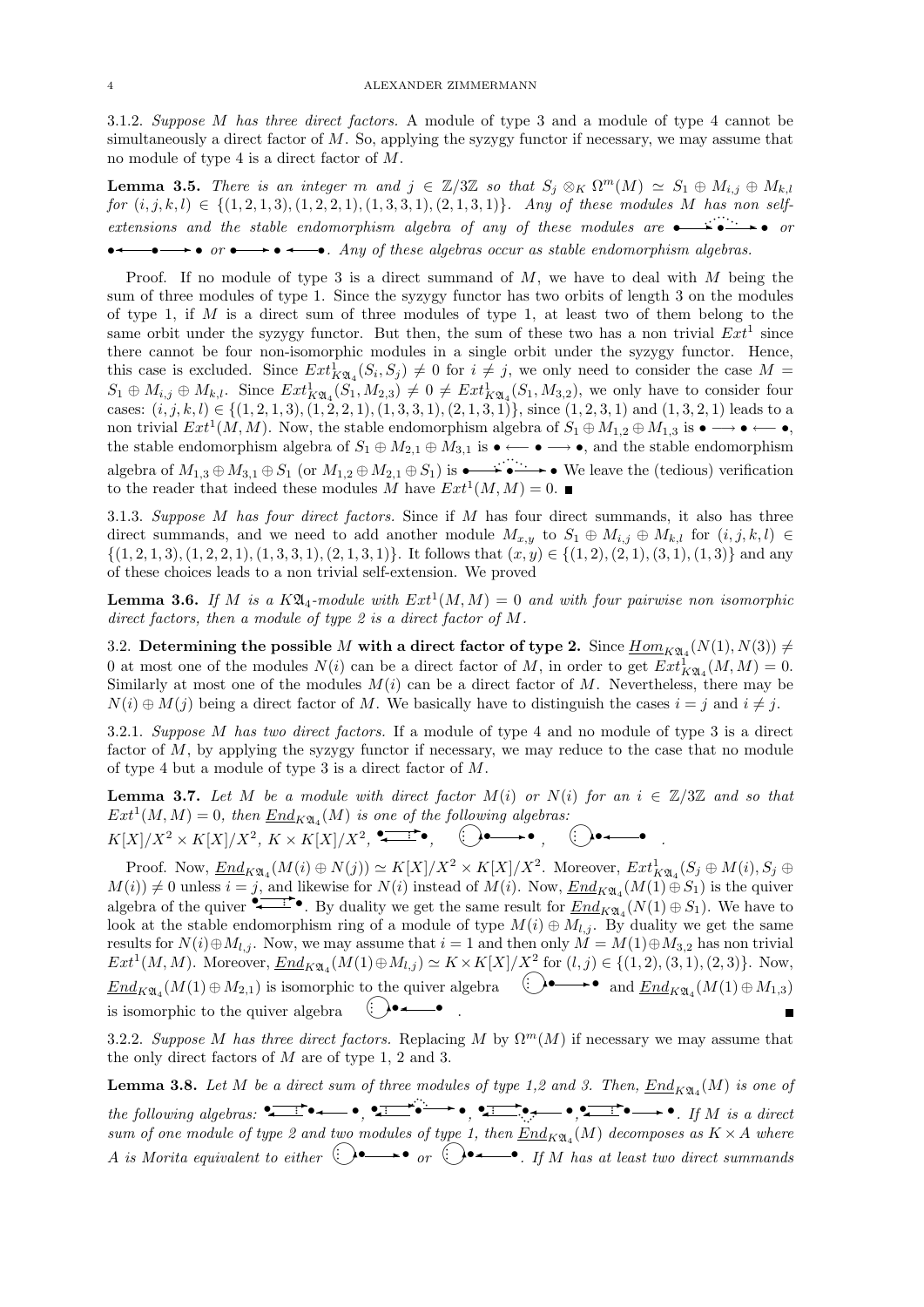3.1.2. *Suppose M has three direct factors.* A module of type 3 and a module of type 4 cannot be simultaneously a direct factor of $M$. So, applying the syzygy functor if necessary, we may assume that no module of type 4 is a direct factor of $M$.

**Lemma 3.5.** *There is an integer $m$ and $j \in \mathbb{Z}/3\mathbb{Z}$ so that $S_j \otimes_K \Omega^m(M) \simeq S_1 \oplus M_{i,j} \oplus M_{k,l}$ for $(i,j,k,l) \in \{(1,2,1,3),(1,2,2,1),(1,3,3,1),(2,1,3,1)\}$. Any of these modules $M$ has non self-extensions and the stable endomorphism algebra of any of these modules are $\bullet \longrightarrow \bullet \longrightarrow \bullet$ (with a dotted relation) or $\bullet \longleftarrow \bullet \longrightarrow \bullet$ or $\bullet \longrightarrow \bullet \longleftarrow \bullet$. Any of these algebras occur as stable endomorphism algebras.*

*Proof.* If no module of type 3 is a direct summand of $M$, we have to deal with $M$ being the sum of three modules of type 1. Since the syzygy functor has two orbits of length 3 on the modules of type 1, if $M$ is a direct sum of three modules of type 1, at least two of them belong to the same orbit under the syzygy functor. But then, the sum of these two has a non trivial $Ext^1$ since there cannot be four non-isomorphic modules in a single orbit under the syzygy functor. Hence, this case is excluded. Since $Ext^1_{K\mathfrak{A}_4}(S_i, S_j) \neq 0$ for $i \neq j$, we only need to consider the case $M = S_1 \oplus M_{i,j} \oplus M_{k,l}$. Since $Ext^1_{K\mathfrak{A}_4}(S_1, M_{2,3}) \neq 0 \neq Ext^1_{K\mathfrak{A}_4}(S_1, M_{3,2})$, we only have to consider four cases: $(i,j,k,l) \in \{(1,2,1,3),(1,2,2,1),(1,3,3,1),(2,1,3,1)\}$, since $(1,2,3,1)$ and $(1,3,2,1)$ leads to a non trivial $Ext^1(M,M)$. Now, the stable endomorphism algebra of $S_1 \oplus M_{1,2} \oplus M_{1,3}$ is $\bullet \longrightarrow \bullet \longleftarrow \bullet$, the stable endomorphism algebra of $S_1 \oplus M_{2,1} \oplus M_{3,1}$ is $\bullet \longleftarrow \bullet \longrightarrow \bullet$, and the stable endomorphism algebra of $M_{1,3} \oplus M_{3,1} \oplus S_1$ (or $M_{1,2} \oplus M_{2,1} \oplus S_1$) is $\bullet \longrightarrow \bullet \longrightarrow \bullet$ (with a dotted relation). We leave the (tedious) verification to the reader that indeed these modules $M$ have $Ext^1(M,M) = 0$. ∎

3.1.3. *Suppose M has four direct factors.* Since if $M$ has four direct summands, it also has three direct summands, and we need to add another module $M_{x,y}$ to $S_1 \oplus M_{i,j} \oplus M_{k,l}$ for $(i,j,k,l) \in \{(1,2,1,3),(1,2,2,1),(1,3,3,1),(2,1,3,1)\}$. It follows that $(x,y) \in \{(1,2),(2,1),(3,1),(1,3)\}$ and any of these choices leads to a non trivial self-extension. We proved

**Lemma 3.6.** *If $M$ is a $K\mathfrak{A}_4$-module with $Ext^1(M,M) = 0$ and with four pairwise non isomorphic direct factors, then a module of type 2 is a direct factor of $M$.*

## 3.2. Determining the possible $M$ with a direct factor of type 2.

Since $\underline{Hom}_{K\mathfrak{A}_4}(N(1), N(3)) \neq 0$ at most one of the modules $N(i)$ can be a direct factor of $M$, in order to get $Ext^1_{K\mathfrak{A}_4}(M,M) = 0$. Similarly at most one of the modules $M(i)$ can be a direct factor of $M$. Nevertheless, there may be $N(i) \oplus M(j)$ being a direct factor of $M$. We basically have to distinguish the cases $i = j$ and $i \neq j$.

3.2.1. *Suppose M has two direct factors.* If a module of type 4 and no module of type 3 is a direct factor of $M$, by applying the syzygy functor if necessary, we may reduce to the case that no module of type 4 but a module of type 3 is a direct factor of $M$.

**Lemma 3.7.** *Let $M$ be a module with direct factor $M(i)$ or $N(i)$ for an $i \in \mathbb{Z}/3\mathbb{Z}$ and so that $Ext^1(M,M) = 0$, then $\underline{End}_{K\mathfrak{A}_4}(M)$ is one of the following algebras: $K[X]/X^2 \times K[X]/X^2$, $K \times K[X]/X^2$, $\bullet \rightleftarrows \bullet$, (loop)$\bullet \longrightarrow \bullet$, (loop)$\bullet \longleftarrow \bullet$.*

*Proof.* Now, $\underline{End}_{K\mathfrak{A}_4}(M(i) \oplus N(j)) \simeq K[X]/X^2 \times K[X]/X^2$. Moreover, $Ext^1_{K\mathfrak{A}_4}(S_j \oplus M(i), S_j \oplus M(i)) \neq 0$ unless $i = j$, and likewise for $N(i)$ instead of $M(i)$. Now, $\underline{End}_{K\mathfrak{A}_4}(N(1) \oplus S_1)$ is the quiver algebra of the quiver $\bullet \rightleftarrows \bullet$. By duality we get the same result for $\underline{End}_{K\mathfrak{A}_4}(N(1) \oplus S_1)$. We have to look at the stable endomorphism ring of a module of type $M(i) \oplus M_{l,j}$. By duality we get the same results for $N(i) \oplus M_{l,j}$. Now, we may assume that $i = 1$ and then only $M = M(1) \oplus M_{3,2}$ has non trivial $Ext^1(M,M)$. Moreover, $\underline{End}_{K\mathfrak{A}_4}(M(1) \oplus M_{l,j}) \simeq K \times K[X]/X^2$ for $(l,j) \in \{(1,2),(3,1),(2,3)\}$. Now, $\underline{End}_{K\mathfrak{A}_4}(M(1) \oplus M_{2,1})$ is isomorphic to the quiver algebra (loop)$\bullet \longrightarrow \bullet$ and $\underline{End}_{K\mathfrak{A}_4}(M(1) \oplus M_{1,3})$ is isomorphic to the quiver algebra (loop)$\bullet \longleftarrow \bullet$. ∎

3.2.2. *Suppose M has three direct factors.* Replacing $M$ by $\Omega^m(M)$ if necessary we may assume that the only direct factors of $M$ are of type 1, 2 and 3.

**Lemma 3.8.** *Let $M$ be a direct sum of three modules of type 1,2 and 3. Then, $\underline{End}_{K\mathfrak{A}_4}(M)$ is one of the following algebras: $\bullet \rightleftarrows \bullet \longleftarrow \bullet$, $\bullet \rightleftarrows \bullet \longrightarrow \bullet$, $\bullet \rightleftarrows \bullet \longleftarrow \bullet$, $\bullet \rightleftarrows \bullet \longrightarrow \bullet$ (with dotted relations). If $M$ is a direct sum of one module of type 2 and two modules of type 1, then $\underline{End}_{K\mathfrak{A}_4}(M)$ decomposes as $K \times A$ where $A$ is Morita equivalent to either (loop)$\bullet \longrightarrow \bullet$ or (loop)$\bullet \longleftarrow \bullet$. If $M$ has at least two direct summands*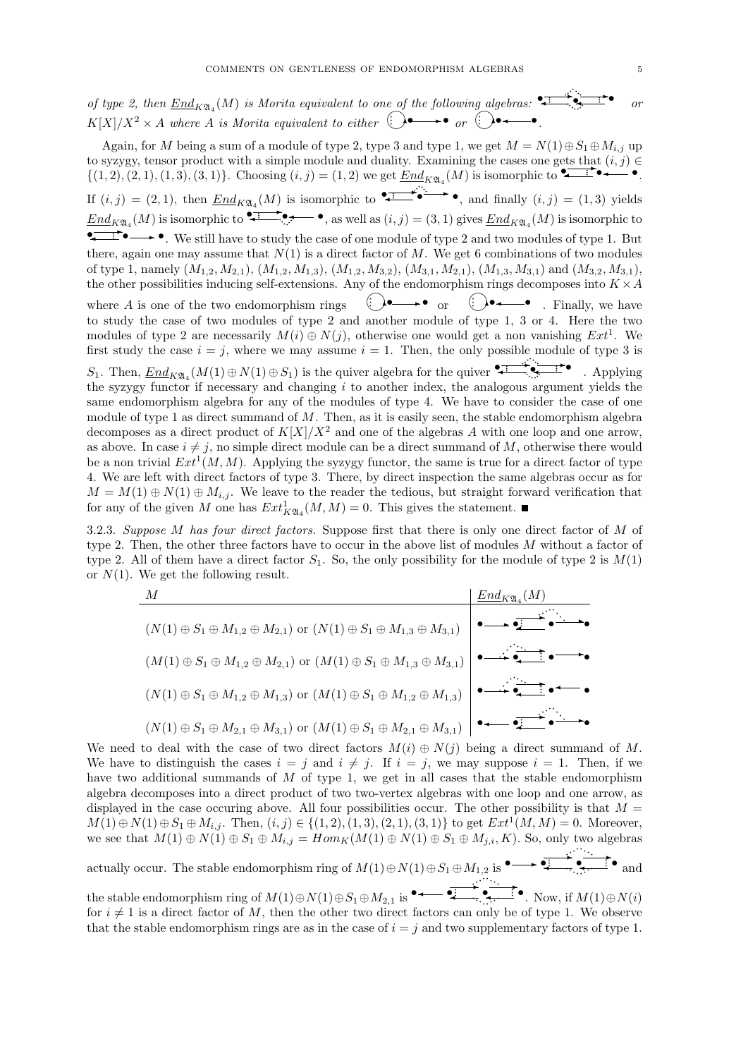*of type 2, then $\underline{End}_{K\mathfrak{A}_4}(M)$ is Morita equivalent to one of the following algebras:* or $K[X]/X^2 \times A$ *where $A$ is Morita equivalent to either* or .

Again, for $M$ being a sum of a module of type 2, type 3 and type 1, we get $M = N(1) \oplus S_1 \oplus M_{i,j}$ up to syzygy, tensor product with a simple module and duality. Examining the cases one gets that $(i,j) \in \{(1,2),(2,1),(1,3),(3,1)\}$. Choosing $(i,j) = (1,2)$ we get $\underline{End}_{K\mathfrak{A}_4}(M)$ is isomorphic to . If $(i,j) = (2,1)$, then $\underline{End}_{K\mathfrak{A}_4}(M)$ is isomorphic to , and finally $(i,j) = (1,3)$ yields $\underline{End}_{K\mathfrak{A}_4}(M)$ is isomorphic to , as well as $(i,j) = (3,1)$ gives $\underline{End}_{K\mathfrak{A}_4}(M)$ is isomorphic to . We still have to study the case of one module of type 2 and two modules of type 1. But there, again one may assume that $N(1)$ is a direct factor of $M$. We get 6 combinations of two modules of type 1, namely $(M_{1,2}, M_{2,1})$, $(M_{1,2}, M_{1,3})$, $(M_{1,2}, M_{3,2})$, $(M_{3,1}, M_{2,1})$, $(M_{1,3}, M_{3,1})$ and $(M_{3,2}, M_{3,1})$, the other possibilities inducing self-extensions. Any of the endomorphism rings decomposes into $K \times A$ where $A$ is one of the two endomorphism rings or . Finally, we have to study the case of two modules of type 2 and another module of type 1, 3 or 4. Here the two modules of type 2 are necessarily $M(i) \oplus N(j)$, otherwise one would get a non vanishing $Ext^1$. We first study the case $i = j$, where we may assume $i = 1$. Then, the only possible module of type 3 is $S_1$. Then, $\underline{End}_{K\mathfrak{A}_4}(M(1) \oplus N(1) \oplus S_1)$ is the quiver algebra for the quiver . Applying the syzygy functor if necessary and changing $i$ to another index, the analogous argument yields the same endomorphism algebra for any of the modules of type 4. We have to consider the case of one module of type 1 as direct summand of $M$. Then, as it is easily seen, the stable endomorphism algebra decomposes as a direct product of $K[X]/X^2$ and one of the algebras $A$ with one loop and one arrow, as above. In case $i \neq j$, no simple direct module can be a direct summand of $M$, otherwise there would be a non trivial $Ext^1(M, M)$. Applying the syzygy functor, the same is true for a direct factor of type 4. We are left with direct factors of type 3. There, by direct inspection the same algebras occur as for $M = M(1) \oplus N(1) \oplus M_{i,j}$. We leave to the reader the tedious, but straight forward verification that for any of the given $M$ one has $Ext^1_{K\mathfrak{A}_4}(M, M) = 0$. This gives the statement. ■

3.2.3. *Suppose $M$ has four direct factors.* Suppose first that there is only one direct factor of $M$ of type 2. Then, the other three factors have to occur in the above list of modules $M$ without a factor of type 2. All of them have a direct factor $S_1$. So, the only possibility for the module of type 2 is $M(1)$ or $N(1)$. We get the following result.

| $M$ | $\underline{End}_{K\mathfrak{A}_4}(M)$ |
|---|---|
| $(N(1) \oplus S_1 \oplus M_{1,2} \oplus M_{2,1})$ or $(N(1) \oplus S_1 \oplus M_{1,3} \oplus M_{3,1})$ | |
| $(M(1) \oplus S_1 \oplus M_{1,2} \oplus M_{2,1})$ or $(M(1) \oplus S_1 \oplus M_{1,3} \oplus M_{3,1})$ | |
| $(N(1) \oplus S_1 \oplus M_{1,2} \oplus M_{1,3})$ or $(M(1) \oplus S_1 \oplus M_{1,2} \oplus M_{1,3})$ | |
| $(N(1) \oplus S_1 \oplus M_{2,1} \oplus M_{3,1})$ or $(M(1) \oplus S_1 \oplus M_{2,1} \oplus M_{3,1})$ | |

We need to deal with the case of two direct factors $M(i) \oplus N(j)$ being a direct summand of $M$. We have to distinguish the cases $i = j$ and $i \neq j$. If $i = j$, we may suppose $i = 1$. Then, if we have two additional summands of $M$ of type 1, we get in all cases that the stable endomorphism algebra decomposes into a direct product of two two-vertex algebras with one loop and one arrow, as displayed in the case occuring above. All four possibilities occur. The other possibility is that $M = M(1) \oplus N(1) \oplus S_1 \oplus M_{i,j}$. Then, $(i,j) \in \{(1,2),(1,3),(2,1),(3,1)\}$ to get $Ext^1(M, M) = 0$. Moreover, we see that $M(1) \oplus N(1) \oplus S_1 \oplus M_{i,j} = Hom_K(M(1) \oplus N(1) \oplus S_1 \oplus M_{j,i}, K)$. So, only two algebras actually occur. The stable endomorphism ring of $M(1) \oplus N(1) \oplus S_1 \oplus M_{1,2}$ is and the stable endomorphism ring of $M(1) \oplus N(1) \oplus S_1 \oplus M_{2,1}$ is . Now, if $M(1) \oplus N(i)$ for $i \neq 1$ is a direct factor of $M$, then the other two direct factors can only be of type 1. We observe that the stable endomorphism rings are as in the case of $i = j$ and two supplementary factors of type 1.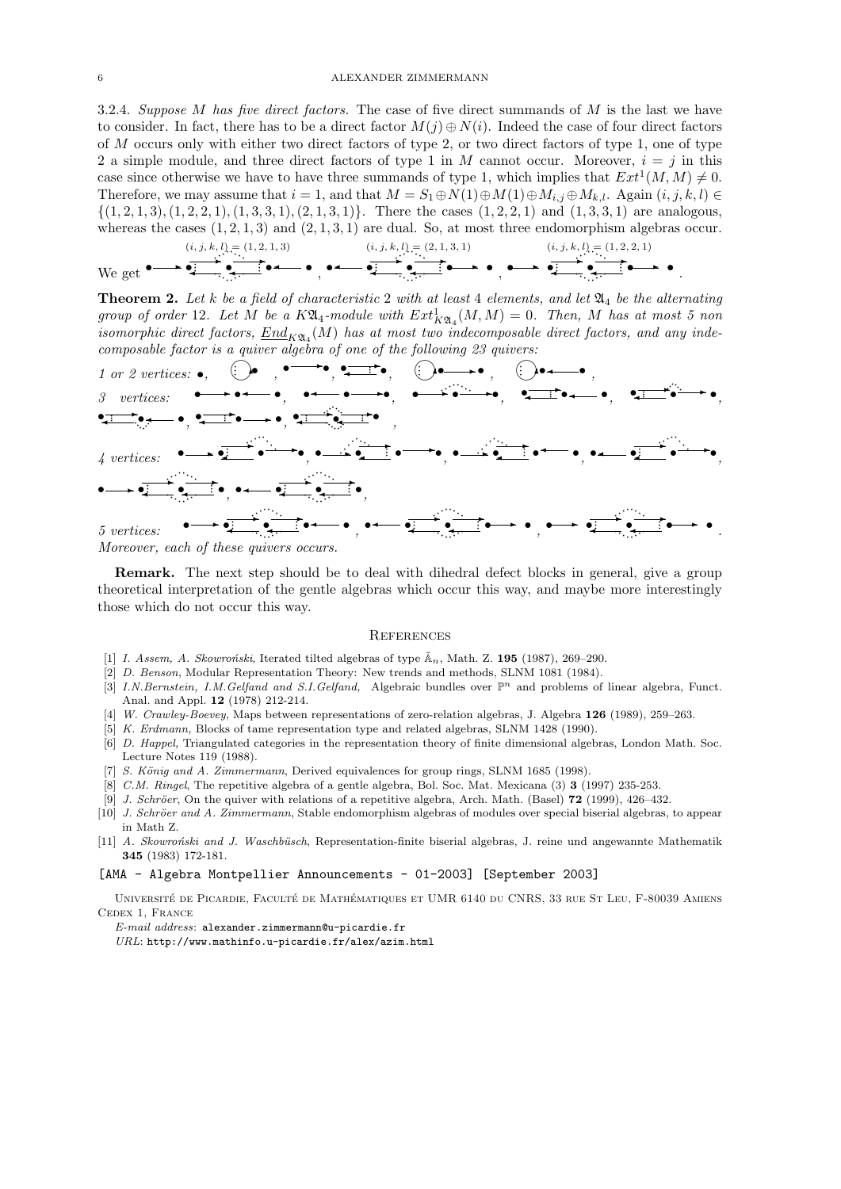3.2.4. *Suppose M has five direct factors.* The case of five direct summands of $M$ is the last we have to consider. In fact, there has to be a direct factor $M(j) \oplus N(i)$. Indeed the case of four direct factors of $M$ occurs only with either two direct factors of type 2, or two direct factors of type 1, one of type 2 a simple module, and three direct factors of type 1 in $M$ cannot occur. Moreover, $i = j$ in this case since otherwise we have to have three summands of type 1, which implies that $Ext^1(M, M) \neq 0$. Therefore, we may assume that $i = 1$, and that $M = S_1 \oplus N(1) \oplus M(1) \oplus M_{i,j} \oplus M_{k,l}$. Again $(i, j, k, l) \in \{(1, 2, 1, 3), (1, 2, 2, 1), (1, 3, 3, 1), (2, 1, 3, 1)\}$. There the cases $(1, 2, 2, 1)$ and $(1, 3, 3, 1)$ are analogous, whereas the cases $(1, 2, 1, 3)$ and $(2, 1, 3, 1)$ are dual. So, at most three endomorphism algebras occur.

We get [quivers: $(i,j,k,l) = (1,2,1,3)$, $(i,j,k,l) = (2,1,3,1)$, $(i,j,k,l) = (1,2,2,1)$].

**Theorem 2.** *Let $k$ be a field of characteristic 2 with at least 4 elements, and let $\mathfrak{A}_4$ be the alternating group of order 12. Let $M$ be a $K\mathfrak{A}_4$-module with $Ext^1_{K\mathfrak{A}_4}(M, M) = 0$. Then, $M$ has at most 5 non isomorphic direct factors, $\underline{End}_{K\mathfrak{A}_4}(M)$ has at most two indecomposable direct factors, and any indecomposable factor is a quiver algebra of one of the following 23 quivers:*

*1 or 2 vertices:* [quivers]

*3 vertices:* [quivers]

*4 vertices:* [quivers]

*5 vertices:* [quivers]

*Moreover, each of these quivers occurs.*

**Remark.** The next step should be to deal with dihedral defect blocks in general, give a group theoretical interpretation of the gentle algebras which occur this way, and maybe more interestingly those which do not occur this way.

## References

[1] *I. Assem, A. Skowroński*, Iterated tilted algebras of type $\tilde{\mathbb{A}}_n$, Math. Z. **195** (1987), 269–290.

[2] *D. Benson*, Modular Representation Theory: New trends and methods, SLNM 1081 (1984).

[3] *I.N.Bernstein, I.M.Gelfand and S.I.Gelfand,* Algebraic bundles over $\mathbb{P}^n$ and problems of linear algebra, Funct. Anal. and Appl. **12** (1978) 212-214.

[4] *W. Crawley-Boevey*, Maps between representations of zero-relation algebras, J. Algebra **126** (1989), 259–263.

[5] *K. Erdmann,* Blocks of tame representation type and related algebras, SLNM 1428 (1990).

[6] *D. Happel,* Triangulated categories in the representation theory of finite dimensional algebras, London Math. Soc. Lecture Notes 119 (1988).

[7] *S. König and A. Zimmermann*, Derived equivalences for group rings, SLNM 1685 (1998).

[8] *C.M. Ringel*, The repetitive algebra of a gentle algebra, Bol. Soc. Mat. Mexicana (3) **3** (1997) 235-253.

[9] *J. Schröer*, On the quiver with relations of a repetitive algebra, Arch. Math. (Basel) **72** (1999), 426–432.

[10] *J. Schröer and A. Zimmermann*, Stable endomorphism algebras of modules over special biserial algebras, to appear in Math Z.

[11] *A. Skowroński and J. Waschbüsch*, Representation-finite biserial algebras, J. reine und angewannte Mathematik **345** (1983) 172-181.

[AMA - Algebra Montpellier Announcements - 01-2003] [September 2003]

Université de Picardie, Faculté de Mathématiques et UMR 6140 du CNRS, 33 rue St Leu, F-80039 Amiens Cedex 1, France

*E-mail address*: alexander.zimmermann@u-picardie.fr

*URL*: http://www.mathinfo.u-picardie.fr/alex/azim.html